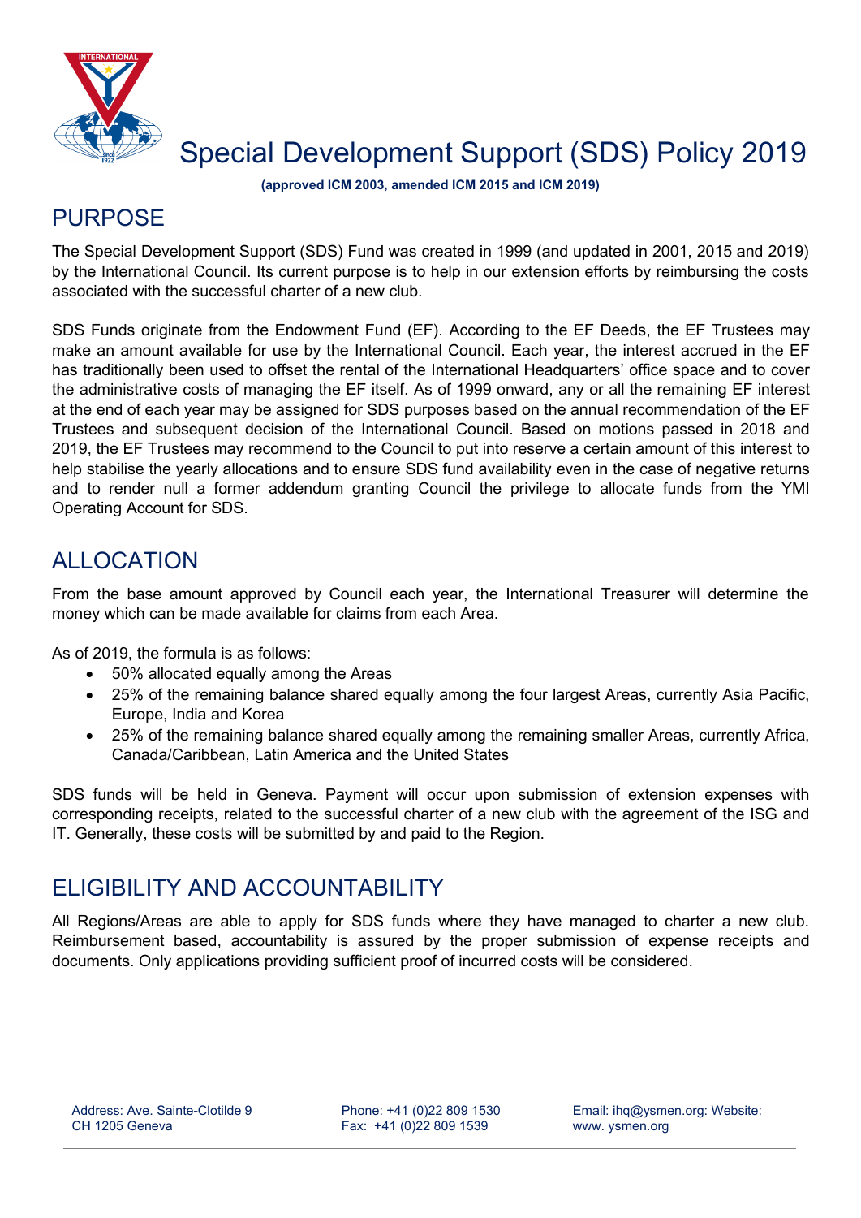# Special Development Support (SDS) Policy 2019

**(approved ICM 2003, amended ICM 2015 and ICM 2019)**

## PURPOSE

The Special Development Support (SDS) Fund was created in 1999 (and updated in 2001, 2015 and 2019) by the International Council. Its current purpose is to help in our extension efforts by reimbursing the costs associated with the successful charter of a new club.

SDS Funds originate from the Endowment Fund (EF). According to the EF Deeds, the EF Trustees may make an amount available for use by the International Council. Each year, the interest accrued in the EF has traditionally been used to offset the rental of the International Headquarters' office space and to cover the administrative costs of managing the EF itself. As of 1999 onward, any or all the remaining EF interest at the end of each year may be assigned for SDS purposes based on the annual recommendation of the EF Trustees and subsequent decision of the International Council. Based on motions passed in 2018 and 2019, the EF Trustees may recommend to the Council to put into reserve a certain amount of this interest to help stabilise the yearly allocations and to ensure SDS fund availability even in the case of negative returns and to render null a former addendum granting Council the privilege to allocate funds from the YMI Operating Account for SDS.

## ALLOCATION

From the base amount approved by Council each year, the International Treasurer will determine the money which can be made available for claims from each Area.

As of 2019, the formula is as follows:

- 50% allocated equally among the Areas
- 25% of the remaining balance shared equally among the four largest Areas, currently Asia Pacific, Europe, India and Korea
- 25% of the remaining balance shared equally among the remaining smaller Areas, currently Africa, Canada/Caribbean, Latin America and the United States

SDS funds will be held in Geneva. Payment will occur upon submission of extension expenses with corresponding receipts, related to the successful charter of a new club with the agreement of the ISG and IT. Generally, these costs will be submitted by and paid to the Region.

## ELIGIBILITY AND ACCOUNTABILITY

All Regions/Areas are able to apply for SDS funds where they have managed to charter a new club. Reimbursement based, accountability is assured by the proper submission of expense receipts and documents. Only applications providing sufficient proof of incurred costs will be considered.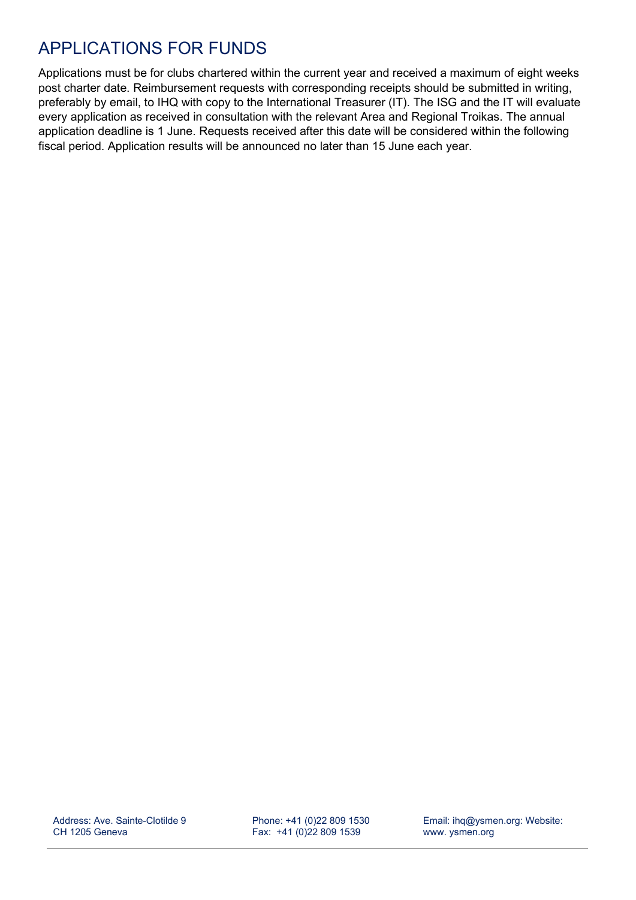## APPLICATIONS FOR FUNDS

Applications must be for clubs chartered within the current year and received a maximum of eight weeks post charter date. Reimbursement requests with corresponding receipts should be submitted in writing, preferably by email, to IHQ with copy to the International Treasurer (IT). The ISG and the IT will evaluate every application as received in consultation with the relevant Area and Regional Troikas. The annual application deadline is 1 June. Requests received after this date will be considered within the following fiscal period. Application results will be announced no later than 15 June each year.